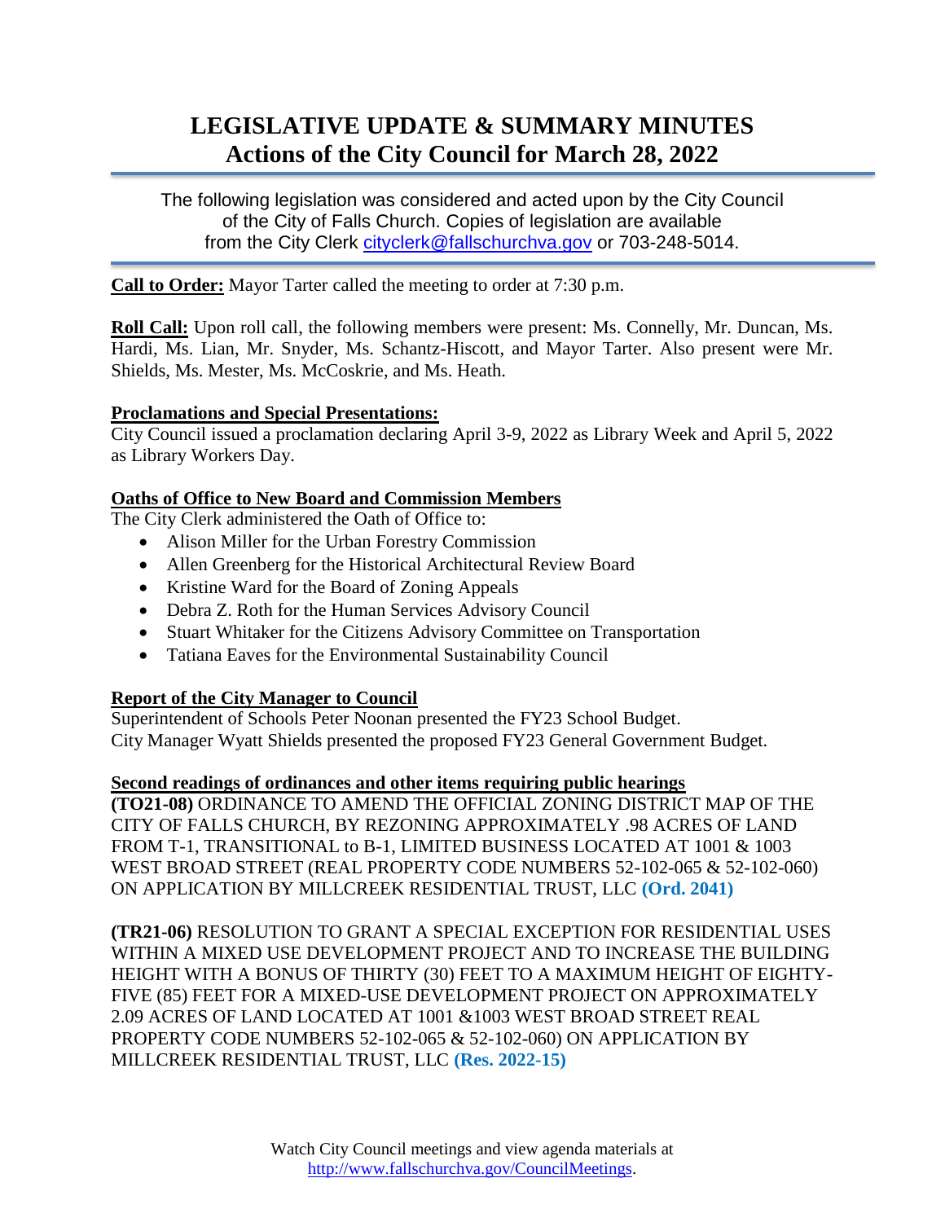# LEGISLATIVE UPDATE & SUMMARY MINUTES
## Actions of the City Council for March 28, 2022

The following legislation was considered and acted upon by the City Council of the City of Falls Church. Copies of legislation are available from the City Clerk cityclerk@fallschurchva.gov or 703-248-5014.

**Call to Order:** Mayor Tarter called the meeting to order at 7:30 p.m.

**Roll Call:** Upon roll call, the following members were present: Ms. Connelly, Mr. Duncan, Ms. Hardi, Ms. Lian, Mr. Snyder, Ms. Schantz-Hiscott, and Mayor Tarter. Also present were Mr. Shields, Ms. Mester, Ms. McCoskrie, and Ms. Heath.

**Proclamations and Special Presentations:**
City Council issued a proclamation declaring April 3-9, 2022 as Library Week and April 5, 2022 as Library Workers Day.

**Oaths of Office to New Board and Commission Members**
The City Clerk administered the Oath of Office to:

- Alison Miller for the Urban Forestry Commission
- Allen Greenberg for the Historical Architectural Review Board
- Kristine Ward for the Board of Zoning Appeals
- Debra Z. Roth for the Human Services Advisory Council
- Stuart Whitaker for the Citizens Advisory Committee on Transportation
- Tatiana Eaves for the Environmental Sustainability Council

**Report of the City Manager to Council**
Superintendent of Schools Peter Noonan presented the FY23 School Budget.
City Manager Wyatt Shields presented the proposed FY23 General Government Budget.

**Second readings of ordinances and other items requiring public hearings**
**(TO21-08)** ORDINANCE TO AMEND THE OFFICIAL ZONING DISTRICT MAP OF THE CITY OF FALLS CHURCH, BY REZONING APPROXIMATELY .98 ACRES OF LAND FROM T-1, TRANSITIONAL to B-1, LIMITED BUSINESS LOCATED AT 1001 & 1003 WEST BROAD STREET (REAL PROPERTY CODE NUMBERS 52-102-065 & 52-102-060) ON APPLICATION BY MILLCREEK RESIDENTIAL TRUST, LLC **(Ord. 2041)**

**(TR21-06)** RESOLUTION TO GRANT A SPECIAL EXCEPTION FOR RESIDENTIAL USES WITHIN A MIXED USE DEVELOPMENT PROJECT AND TO INCREASE THE BUILDING HEIGHT WITH A BONUS OF THIRTY (30) FEET TO A MAXIMUM HEIGHT OF EIGHTY-FIVE (85) FEET FOR A MIXED-USE DEVELOPMENT PROJECT ON APPROXIMATELY 2.09 ACRES OF LAND LOCATED AT 1001 &1003 WEST BROAD STREET REAL PROPERTY CODE NUMBERS 52-102-065 & 52-102-060) ON APPLICATION BY MILLCREEK RESIDENTIAL TRUST, LLC **(Res. 2022-15)**

Watch City Council meetings and view agenda materials at http://www.fallschurchva.gov/CouncilMeetings.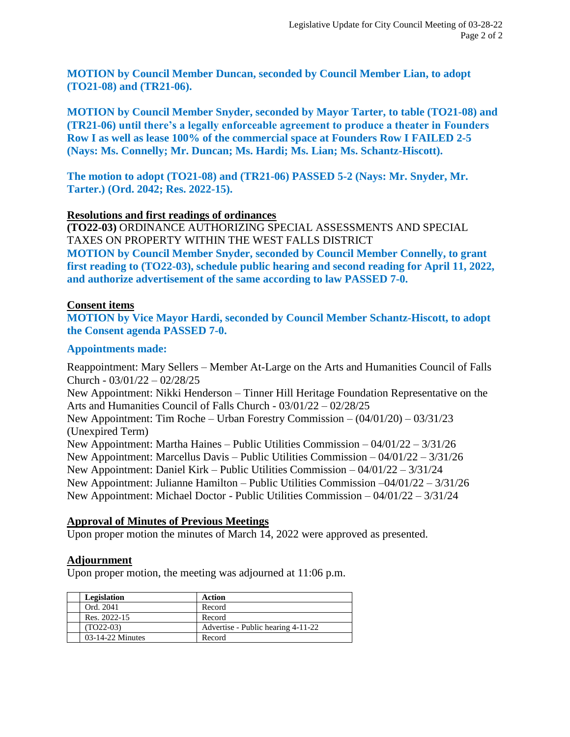**MOTION by Council Member Duncan, seconded by Council Member Lian, to adopt (TO21-08) and (TR21-06).**

**MOTION by Council Member Snyder, seconded by Mayor Tarter, to table (TO21-08) and (TR21-06) until there's a legally enforceable agreement to produce a theater in Founders Row I as well as lease 100% of the commercial space at Founders Row I FAILED 2-5 (Nays: Ms. Connelly; Mr. Duncan; Ms. Hardi; Ms. Lian; Ms. Schantz-Hiscott).**

**The motion to adopt (TO21-08) and (TR21-06) PASSED 5-2 (Nays: Mr. Snyder, Mr. Tarter.) (Ord. 2042; Res. 2022-15).**

## Resolutions and first readings of ordinances

**(TO22-03)** ORDINANCE AUTHORIZING SPECIAL ASSESSMENTS AND SPECIAL TAXES ON PROPERTY WITHIN THE WEST FALLS DISTRICT

**MOTION by Council Member Snyder, seconded by Council Member Connelly, to grant first reading to (TO22-03), schedule public hearing and second reading for April 11, 2022, and authorize advertisement of the same according to law PASSED 7-0.**

## Consent items

**MOTION by Vice Mayor Hardi, seconded by Council Member Schantz-Hiscott, to adopt the Consent agenda PASSED 7-0.**

**Appointments made:**

Reappointment: Mary Sellers – Member At-Large on the Arts and Humanities Council of Falls Church - 03/01/22 – 02/28/25

New Appointment: Nikki Henderson – Tinner Hill Heritage Foundation Representative on the Arts and Humanities Council of Falls Church - 03/01/22 – 02/28/25

New Appointment: Tim Roche – Urban Forestry Commission – (04/01/20) – 03/31/23 (Unexpired Term)

New Appointment: Martha Haines – Public Utilities Commission – 04/01/22 – 3/31/26

New Appointment: Marcellus Davis – Public Utilities Commission – 04/01/22 – 3/31/26

New Appointment: Daniel Kirk – Public Utilities Commission – 04/01/22 – 3/31/24

New Appointment: Julianne Hamilton – Public Utilities Commission –04/01/22 – 3/31/26

New Appointment: Michael Doctor - Public Utilities Commission – 04/01/22 – 3/31/24

## Approval of Minutes of Previous Meetings

Upon proper motion the minutes of March 14, 2022 were approved as presented.

## Adjournment

Upon proper motion, the meeting was adjourned at 11:06 p.m.

| | Legislation | Action |
|---|---|---|
| | Ord. 2041 | Record |
| | Res. 2022-15 | Record |
| | (TO22-03) | Advertise - Public hearing 4-11-22 |
| | 03-14-22 Minutes | Record |